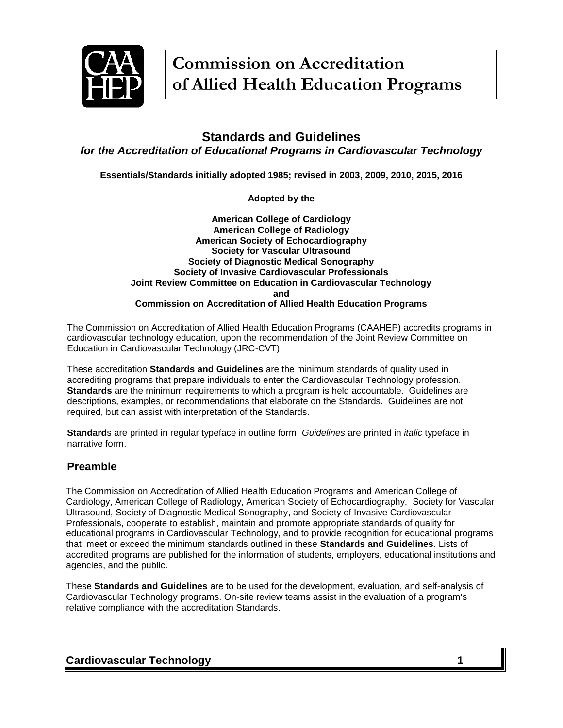# Commission on Accreditation of Allied Health Education Programs

## Standards and Guidelines

***for the Accreditation of Educational Programs in Cardiovascular Technology***

**Essentials/Standards initially adopted 1985; revised in 2003, 2009, 2010, 2015, 2016**

**Adopted by the**

**American College of Cardiology**
**American College of Radiology**
**American Society of Echocardiography**
**Society for Vascular Ultrasound**
**Society of Diagnostic Medical Sonography**
**Society of Invasive Cardiovascular Professionals**
**Joint Review Committee on Education in Cardiovascular Technology**
**and**
**Commission on Accreditation of Allied Health Education Programs**

The Commission on Accreditation of Allied Health Education Programs (CAAHEP) accredits programs in cardiovascular technology education, upon the recommendation of the Joint Review Committee on Education in Cardiovascular Technology (JRC-CVT).

These accreditation **Standards and Guidelines** are the minimum standards of quality used in accrediting programs that prepare individuals to enter the Cardiovascular Technology profession. **Standards** are the minimum requirements to which a program is held accountable. Guidelines are descriptions, examples, or recommendations that elaborate on the Standards. Guidelines are not required, but can assist with interpretation of the Standards.

**Standard**s are printed in regular typeface in outline form. *Guidelines* are printed in *italic* typeface in narrative form.

## Preamble

The Commission on Accreditation of Allied Health Education Programs and American College of Cardiology, American College of Radiology, American Society of Echocardiography, Society for Vascular Ultrasound, Society of Diagnostic Medical Sonography, and Society of Invasive Cardiovascular Professionals, cooperate to establish, maintain and promote appropriate standards of quality for educational programs in Cardiovascular Technology, and to provide recognition for educational programs that meet or exceed the minimum standards outlined in these **Standards and Guidelines**. Lists of accredited programs are published for the information of students, employers, educational institutions and agencies, and the public.

These **Standards and Guidelines** are to be used for the development, evaluation, and self-analysis of Cardiovascular Technology programs. On-site review teams assist in the evaluation of a program's relative compliance with the accreditation Standards.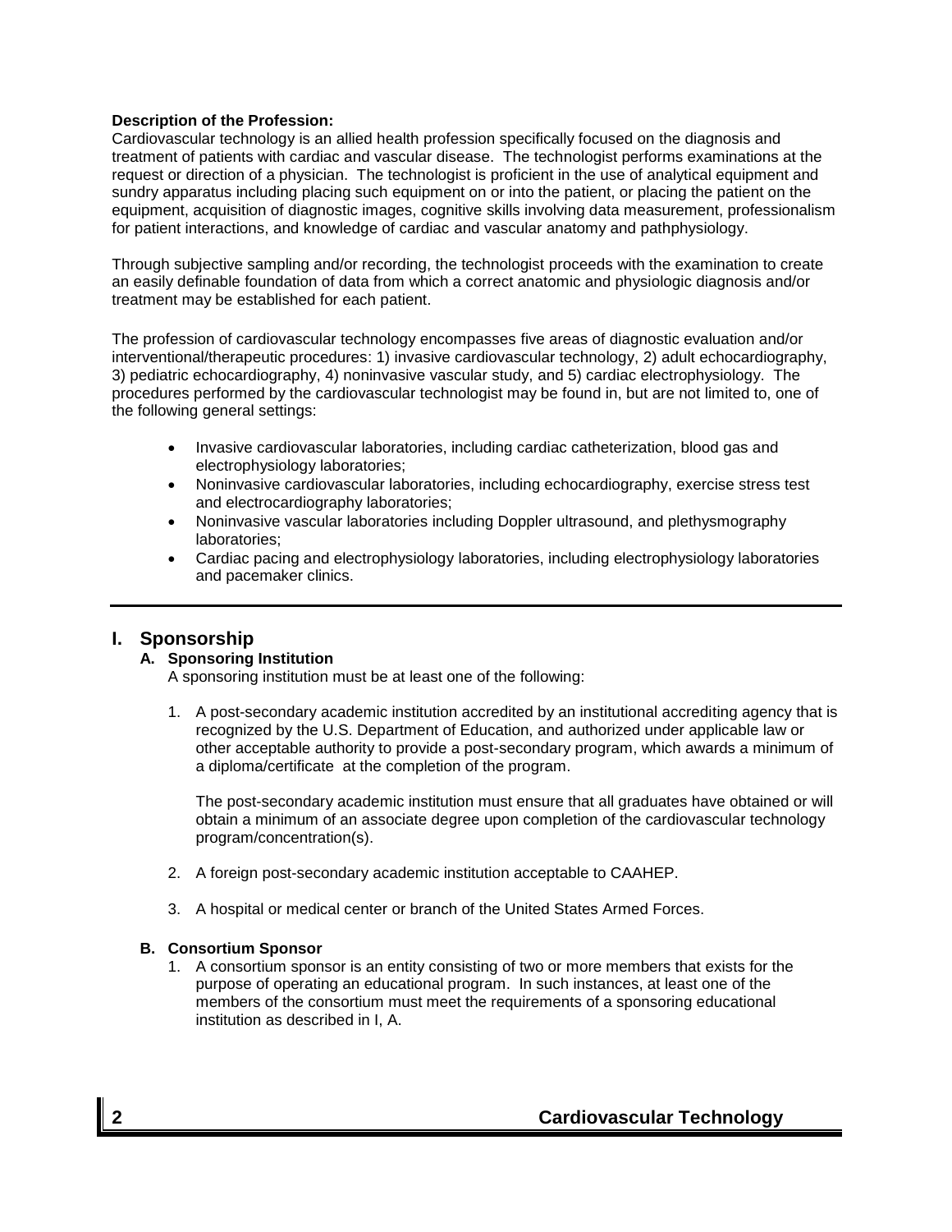**Description of the Profession:**
Cardiovascular technology is an allied health profession specifically focused on the diagnosis and treatment of patients with cardiac and vascular disease. The technologist performs examinations at the request or direction of a physician. The technologist is proficient in the use of analytical equipment and sundry apparatus including placing such equipment on or into the patient, or placing the patient on the equipment, acquisition of diagnostic images, cognitive skills involving data measurement, professionalism for patient interactions, and knowledge of cardiac and vascular anatomy and pathphysiology.

Through subjective sampling and/or recording, the technologist proceeds with the examination to create an easily definable foundation of data from which a correct anatomic and physiologic diagnosis and/or treatment may be established for each patient.

The profession of cardiovascular technology encompasses five areas of diagnostic evaluation and/or interventional/therapeutic procedures: 1) invasive cardiovascular technology, 2) adult echocardiography, 3) pediatric echocardiography, 4) noninvasive vascular study, and 5) cardiac electrophysiology. The procedures performed by the cardiovascular technologist may be found in, but are not limited to, one of the following general settings:

- Invasive cardiovascular laboratories, including cardiac catheterization, blood gas and electrophysiology laboratories;
- Noninvasive cardiovascular laboratories, including echocardiography, exercise stress test and electrocardiography laboratories;
- Noninvasive vascular laboratories including Doppler ultrasound, and plethysmography laboratories;
- Cardiac pacing and electrophysiology laboratories, including electrophysiology laboratories and pacemaker clinics.

---

## I. Sponsorship

### A. Sponsoring Institution

A sponsoring institution must be at least one of the following:

1. A post-secondary academic institution accredited by an institutional accrediting agency that is recognized by the U.S. Department of Education, and authorized under applicable law or other acceptable authority to provide a post-secondary program, which awards a minimum of a diploma/certificate at the completion of the program.

   The post-secondary academic institution must ensure that all graduates have obtained or will obtain a minimum of an associate degree upon completion of the cardiovascular technology program/concentration(s).

2. A foreign post-secondary academic institution acceptable to CAAHEP.

3. A hospital or medical center or branch of the United States Armed Forces.

### B. Consortium Sponsor

1. A consortium sponsor is an entity consisting of two or more members that exists for the purpose of operating an educational program. In such instances, at least one of the members of the consortium must meet the requirements of a sponsoring educational institution as described in I, A.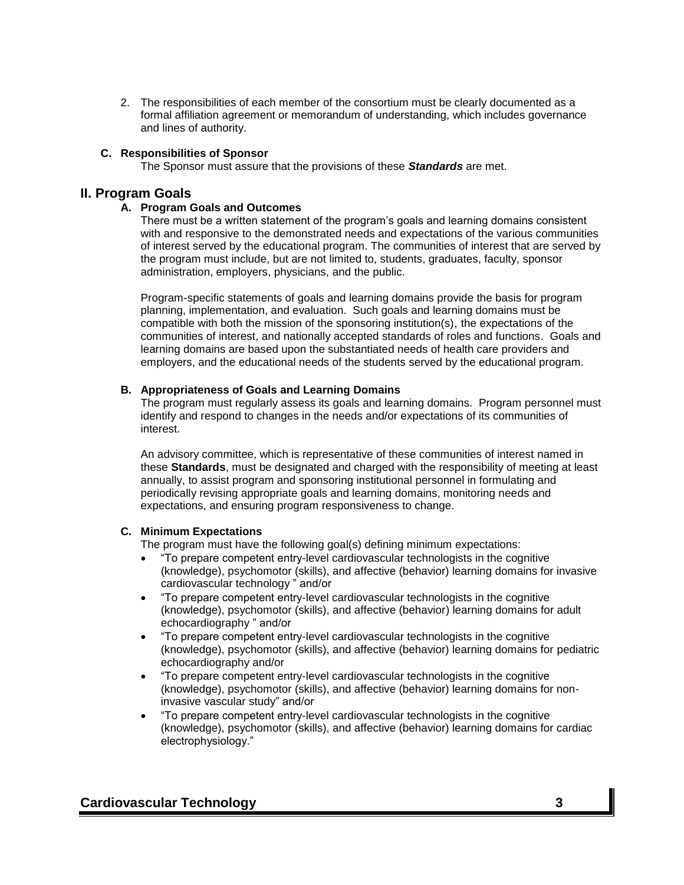2. The responsibilities of each member of the consortium must be clearly documented as a formal affiliation agreement or memorandum of understanding, which includes governance and lines of authority.

### C. Responsibilities of Sponsor

The Sponsor must assure that the provisions of these ***Standards*** are met.

## II. Program Goals

### A. Program Goals and Outcomes

There must be a written statement of the program's goals and learning domains consistent with and responsive to the demonstrated needs and expectations of the various communities of interest served by the educational program. The communities of interest that are served by the program must include, but are not limited to, students, graduates, faculty, sponsor administration, employers, physicians, and the public.

Program-specific statements of goals and learning domains provide the basis for program planning, implementation, and evaluation. Such goals and learning domains must be compatible with both the mission of the sponsoring institution(s), the expectations of the communities of interest, and nationally accepted standards of roles and functions. Goals and learning domains are based upon the substantiated needs of health care providers and employers, and the educational needs of the students served by the educational program.

### B. Appropriateness of Goals and Learning Domains

The program must regularly assess its goals and learning domains. Program personnel must identify and respond to changes in the needs and/or expectations of its communities of interest.

An advisory committee, which is representative of these communities of interest named in these **Standards**, must be designated and charged with the responsibility of meeting at least annually, to assist program and sponsoring institutional personnel in formulating and periodically revising appropriate goals and learning domains, monitoring needs and expectations, and ensuring program responsiveness to change.

### C. Minimum Expectations

The program must have the following goal(s) defining minimum expectations:

- "To prepare competent entry-level cardiovascular technologists in the cognitive (knowledge), psychomotor (skills), and affective (behavior) learning domains for invasive cardiovascular technology " and/or
- "To prepare competent entry-level cardiovascular technologists in the cognitive (knowledge), psychomotor (skills), and affective (behavior) learning domains for adult echocardiography " and/or
- "To prepare competent entry-level cardiovascular technologists in the cognitive (knowledge), psychomotor (skills), and affective (behavior) learning domains for pediatric echocardiography and/or
- "To prepare competent entry-level cardiovascular technologists in the cognitive (knowledge), psychomotor (skills), and affective (behavior) learning domains for non-invasive vascular study" and/or
- "To prepare competent entry-level cardiovascular technologists in the cognitive (knowledge), psychomotor (skills), and affective (behavior) learning domains for cardiac electrophysiology."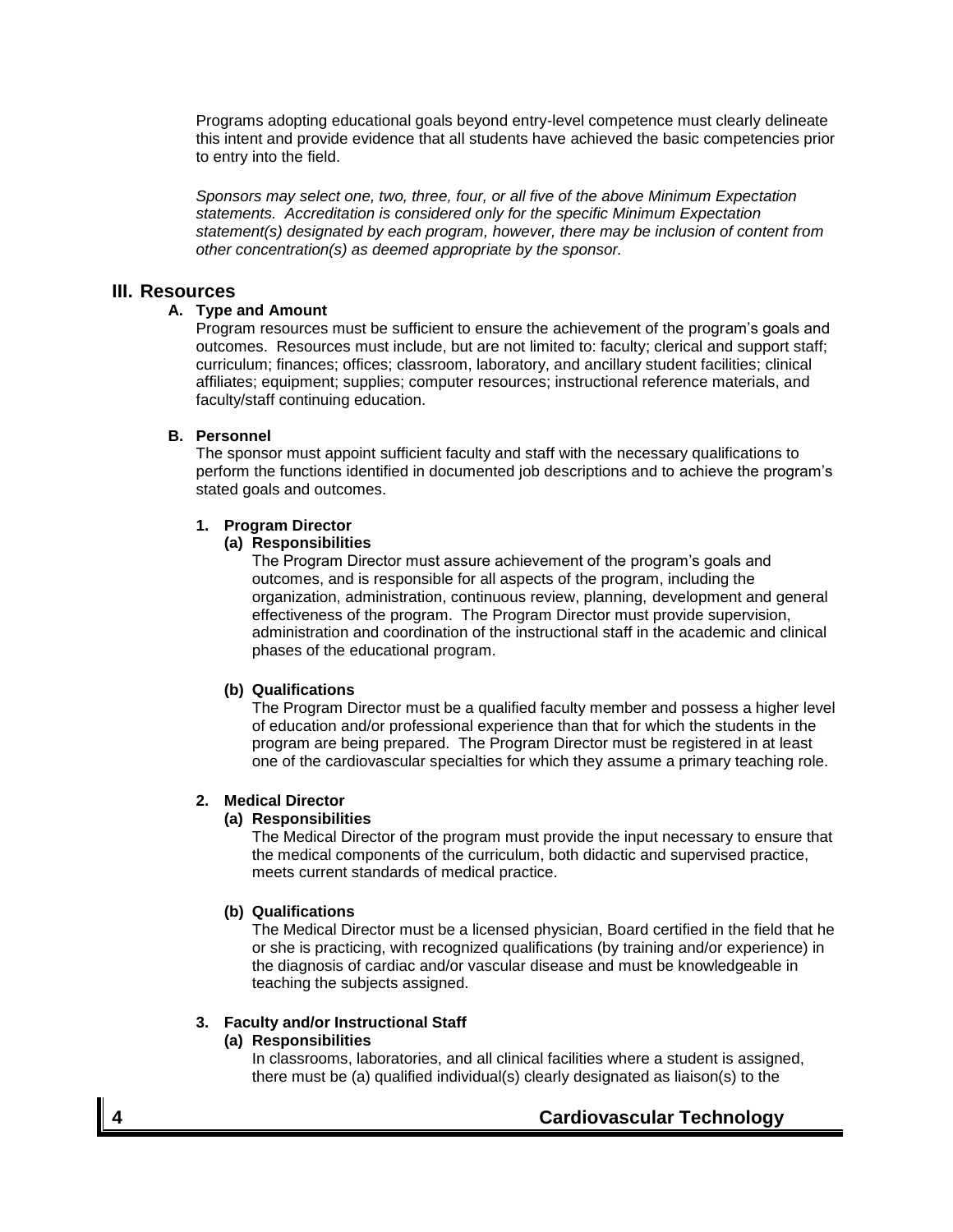Programs adopting educational goals beyond entry-level competence must clearly delineate this intent and provide evidence that all students have achieved the basic competencies prior to entry into the field.

*Sponsors may select one, two, three, four, or all five of the above Minimum Expectation statements. Accreditation is considered only for the specific Minimum Expectation statement(s) designated by each program, however, there may be inclusion of content from other concentration(s) as deemed appropriate by the sponsor.*

## III. Resources

### A. Type and Amount

Program resources must be sufficient to ensure the achievement of the program's goals and outcomes. Resources must include, but are not limited to: faculty; clerical and support staff; curriculum; finances; offices; classroom, laboratory, and ancillary student facilities; clinical affiliates; equipment; supplies; computer resources; instructional reference materials, and faculty/staff continuing education.

### B. Personnel

The sponsor must appoint sufficient faculty and staff with the necessary qualifications to perform the functions identified in documented job descriptions and to achieve the program's stated goals and outcomes.

#### 1. Program Director

**(a) Responsibilities**

The Program Director must assure achievement of the program's goals and outcomes, and is responsible for all aspects of the program, including the organization, administration, continuous review, planning, development and general effectiveness of the program. The Program Director must provide supervision, administration and coordination of the instructional staff in the academic and clinical phases of the educational program.

**(b) Qualifications**

The Program Director must be a qualified faculty member and possess a higher level of education and/or professional experience than that for which the students in the program are being prepared. The Program Director must be registered in at least one of the cardiovascular specialties for which they assume a primary teaching role.

#### 2. Medical Director

**(a) Responsibilities**

The Medical Director of the program must provide the input necessary to ensure that the medical components of the curriculum, both didactic and supervised practice, meets current standards of medical practice.

**(b) Qualifications**

The Medical Director must be a licensed physician, Board certified in the field that he or she is practicing, with recognized qualifications (by training and/or experience) in the diagnosis of cardiac and/or vascular disease and must be knowledgeable in teaching the subjects assigned.

#### 3. Faculty and/or Instructional Staff

**(a) Responsibilities**

In classrooms, laboratories, and all clinical facilities where a student is assigned, there must be (a) qualified individual(s) clearly designated as liaison(s) to the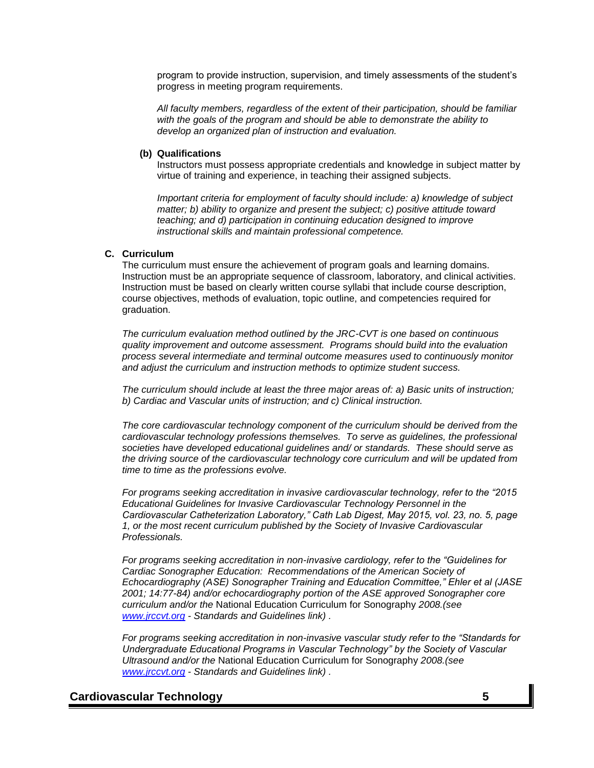program to provide instruction, supervision, and timely assessments of the student's progress in meeting program requirements.

*All faculty members, regardless of the extent of their participation, should be familiar with the goals of the program and should be able to demonstrate the ability to develop an organized plan of instruction and evaluation.*

**(b) Qualifications**

Instructors must possess appropriate credentials and knowledge in subject matter by virtue of training and experience, in teaching their assigned subjects.

*Important criteria for employment of faculty should include: a) knowledge of subject matter; b) ability to organize and present the subject; c) positive attitude toward teaching; and d) participation in continuing education designed to improve instructional skills and maintain professional competence.*

**C. Curriculum**

The curriculum must ensure the achievement of program goals and learning domains. Instruction must be an appropriate sequence of classroom, laboratory, and clinical activities. Instruction must be based on clearly written course syllabi that include course description, course objectives, methods of evaluation, topic outline, and competencies required for graduation.

*The curriculum evaluation method outlined by the JRC-CVT is one based on continuous quality improvement and outcome assessment. Programs should build into the evaluation process several intermediate and terminal outcome measures used to continuously monitor and adjust the curriculum and instruction methods to optimize student success.*

*The curriculum should include at least the three major areas of: a) Basic units of instruction; b) Cardiac and Vascular units of instruction; and c) Clinical instruction.*

*The core cardiovascular technology component of the curriculum should be derived from the cardiovascular technology professions themselves. To serve as guidelines, the professional societies have developed educational guidelines and/ or standards. These should serve as the driving source of the cardiovascular technology core curriculum and will be updated from time to time as the professions evolve.*

*For programs seeking accreditation in invasive cardiovascular technology, refer to the "2015 Educational Guidelines for Invasive Cardiovascular Technology Personnel in the Cardiovascular Catheterization Laboratory," Cath Lab Digest, May 2015, vol. 23, no. 5, page 1, or the most recent curriculum published by the Society of Invasive Cardiovascular Professionals.*

*For programs seeking accreditation in non-invasive cardiology, refer to the "Guidelines for Cardiac Sonographer Education: Recommendations of the American Society of Echocardiography (ASE) Sonographer Training and Education Committee," Ehler et al (JASE 2001; 14:77-84) and/or echocardiography portion of the ASE approved Sonographer core curriculum and/or the* National Education Curriculum for Sonography *2008.(see [www.jrccvt.org](www.jrccvt.org) - Standards and Guidelines link) .*

*For programs seeking accreditation in non-invasive vascular study refer to the "Standards for Undergraduate Educational Programs in Vascular Technology" by the Society of Vascular Ultrasound and/or the* National Education Curriculum for Sonography *2008.(see [www.jrccvt.org](www.jrccvt.org) - Standards and Guidelines link) .*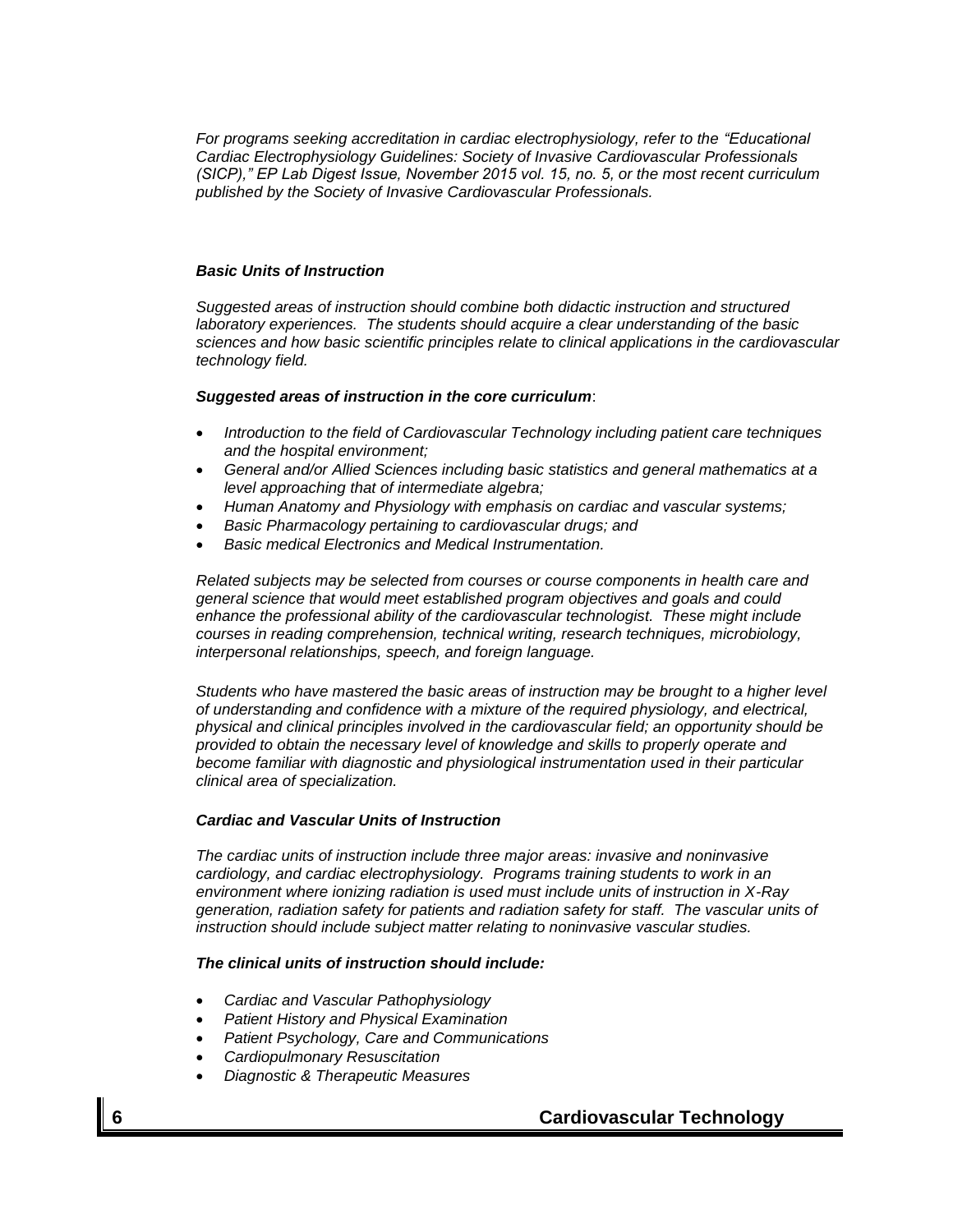*For programs seeking accreditation in cardiac electrophysiology, refer to the "Educational Cardiac Electrophysiology Guidelines: Society of Invasive Cardiovascular Professionals (SICP)," EP Lab Digest Issue, November 2015 vol. 15, no. 5, or the most recent curriculum published by the Society of Invasive Cardiovascular Professionals.*

***Basic Units of Instruction***

*Suggested areas of instruction should combine both didactic instruction and structured laboratory experiences. The students should acquire a clear understanding of the basic sciences and how basic scientific principles relate to clinical applications in the cardiovascular technology field.*

***Suggested areas of instruction in the core curriculum***:

- *Introduction to the field of Cardiovascular Technology including patient care techniques and the hospital environment;*
- *General and/or Allied Sciences including basic statistics and general mathematics at a level approaching that of intermediate algebra;*
- *Human Anatomy and Physiology with emphasis on cardiac and vascular systems;*
- *Basic Pharmacology pertaining to cardiovascular drugs; and*
- *Basic medical Electronics and Medical Instrumentation.*

*Related subjects may be selected from courses or course components in health care and general science that would meet established program objectives and goals and could enhance the professional ability of the cardiovascular technologist. These might include courses in reading comprehension, technical writing, research techniques, microbiology, interpersonal relationships, speech, and foreign language.*

*Students who have mastered the basic areas of instruction may be brought to a higher level of understanding and confidence with a mixture of the required physiology, and electrical, physical and clinical principles involved in the cardiovascular field; an opportunity should be provided to obtain the necessary level of knowledge and skills to properly operate and become familiar with diagnostic and physiological instrumentation used in their particular clinical area of specialization.*

***Cardiac and Vascular Units of Instruction***

*The cardiac units of instruction include three major areas: invasive and noninvasive cardiology, and cardiac electrophysiology. Programs training students to work in an environment where ionizing radiation is used must include units of instruction in X-Ray generation, radiation safety for patients and radiation safety for staff. The vascular units of instruction should include subject matter relating to noninvasive vascular studies.*

***The clinical units of instruction should include:***

- *Cardiac and Vascular Pathophysiology*
- *Patient History and Physical Examination*
- *Patient Psychology, Care and Communications*
- *Cardiopulmonary Resuscitation*
- *Diagnostic & Therapeutic Measures*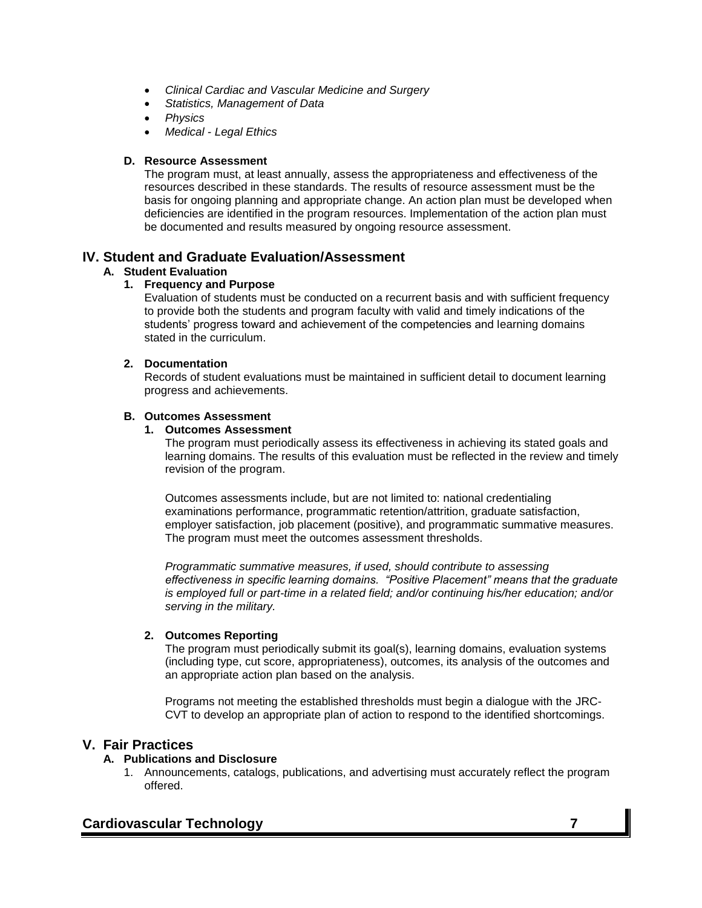- *Clinical Cardiac and Vascular Medicine and Surgery*
- *Statistics, Management of Data*
- *Physics*
- *Medical - Legal Ethics*

**D. Resource Assessment**

The program must, at least annually, assess the appropriateness and effectiveness of the resources described in these standards. The results of resource assessment must be the basis for ongoing planning and appropriate change. An action plan must be developed when deficiencies are identified in the program resources. Implementation of the action plan must be documented and results measured by ongoing resource assessment.

## IV. Student and Graduate Evaluation/Assessment

**A. Student Evaluation**

**1. Frequency and Purpose**

Evaluation of students must be conducted on a recurrent basis and with sufficient frequency to provide both the students and program faculty with valid and timely indications of the students' progress toward and achievement of the competencies and learning domains stated in the curriculum.

**2. Documentation**

Records of student evaluations must be maintained in sufficient detail to document learning progress and achievements.

**B. Outcomes Assessment**

**1. Outcomes Assessment**

The program must periodically assess its effectiveness in achieving its stated goals and learning domains. The results of this evaluation must be reflected in the review and timely revision of the program.

Outcomes assessments include, but are not limited to: national credentialing examinations performance, programmatic retention/attrition, graduate satisfaction, employer satisfaction, job placement (positive), and programmatic summative measures. The program must meet the outcomes assessment thresholds.

*Programmatic summative measures, if used, should contribute to assessing effectiveness in specific learning domains. "Positive Placement" means that the graduate is employed full or part-time in a related field; and/or continuing his/her education; and/or serving in the military.*

**2. Outcomes Reporting**

The program must periodically submit its goal(s), learning domains, evaluation systems (including type, cut score, appropriateness), outcomes, its analysis of the outcomes and an appropriate action plan based on the analysis.

Programs not meeting the established thresholds must begin a dialogue with the JRC-CVT to develop an appropriate plan of action to respond to the identified shortcomings.

## V. Fair Practices

**A. Publications and Disclosure**

1. Announcements, catalogs, publications, and advertising must accurately reflect the program offered.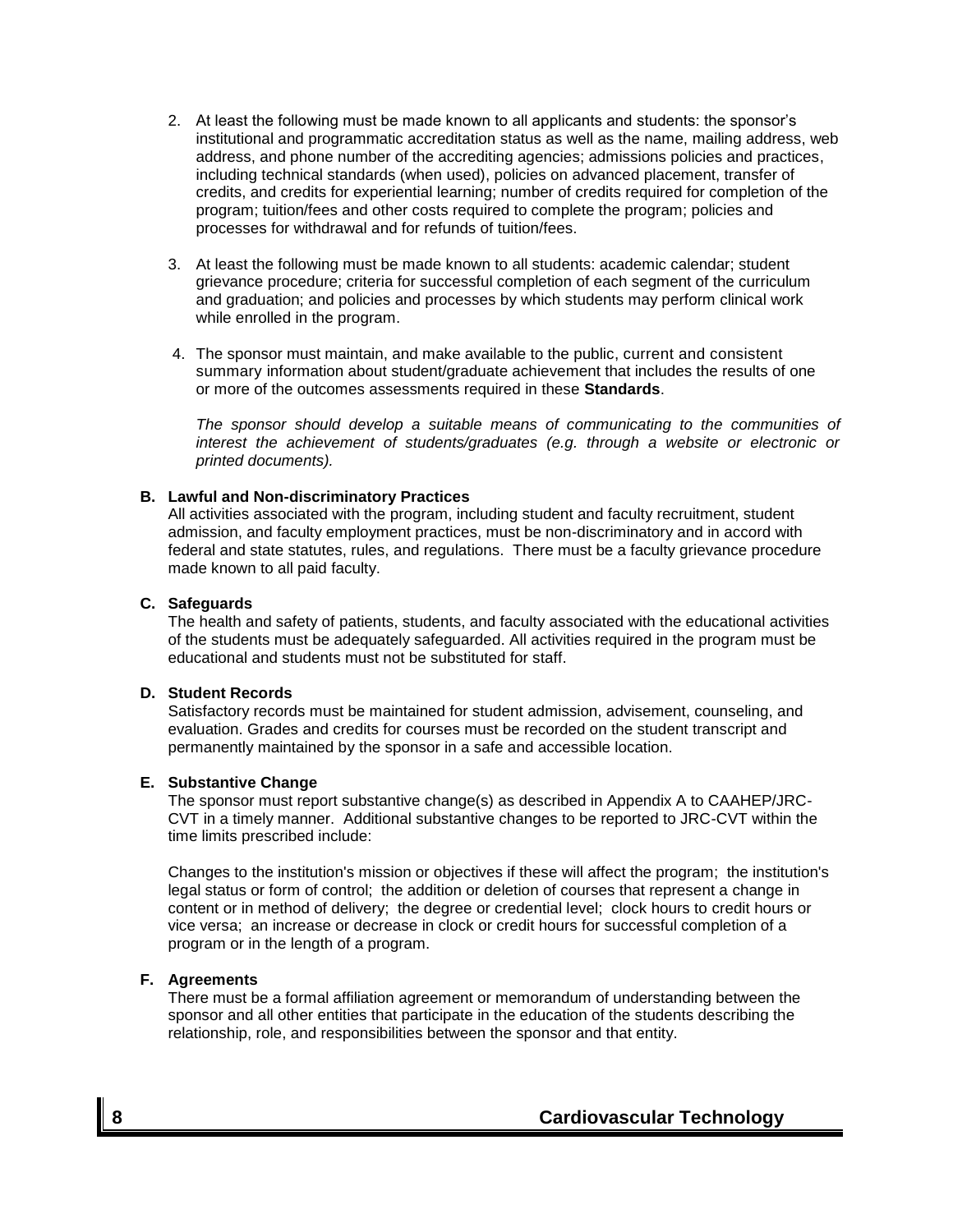2. At least the following must be made known to all applicants and students: the sponsor's institutional and programmatic accreditation status as well as the name, mailing address, web address, and phone number of the accrediting agencies; admissions policies and practices, including technical standards (when used), policies on advanced placement, transfer of credits, and credits for experiential learning; number of credits required for completion of the program; tuition/fees and other costs required to complete the program; policies and processes for withdrawal and for refunds of tuition/fees.

3. At least the following must be made known to all students: academic calendar; student grievance procedure; criteria for successful completion of each segment of the curriculum and graduation; and policies and processes by which students may perform clinical work while enrolled in the program.

4. The sponsor must maintain, and make available to the public, current and consistent summary information about student/graduate achievement that includes the results of one or more of the outcomes assessments required in these **Standards**.

   *The sponsor should develop a suitable means of communicating to the communities of interest the achievement of students/graduates (e.g. through a website or electronic or printed documents).*

**B. Lawful and Non-discriminatory Practices**

All activities associated with the program, including student and faculty recruitment, student admission, and faculty employment practices, must be non-discriminatory and in accord with federal and state statutes, rules, and regulations. There must be a faculty grievance procedure made known to all paid faculty.

**C. Safeguards**

The health and safety of patients, students, and faculty associated with the educational activities of the students must be adequately safeguarded. All activities required in the program must be educational and students must not be substituted for staff.

**D. Student Records**

Satisfactory records must be maintained for student admission, advisement, counseling, and evaluation. Grades and credits for courses must be recorded on the student transcript and permanently maintained by the sponsor in a safe and accessible location.

**E. Substantive Change**

The sponsor must report substantive change(s) as described in Appendix A to CAAHEP/JRC-CVT in a timely manner. Additional substantive changes to be reported to JRC-CVT within the time limits prescribed include:

Changes to the institution's mission or objectives if these will affect the program; the institution's legal status or form of control; the addition or deletion of courses that represent a change in content or in method of delivery; the degree or credential level; clock hours to credit hours or vice versa; an increase or decrease in clock or credit hours for successful completion of a program or in the length of a program.

**F. Agreements**

There must be a formal affiliation agreement or memorandum of understanding between the sponsor and all other entities that participate in the education of the students describing the relationship, role, and responsibilities between the sponsor and that entity.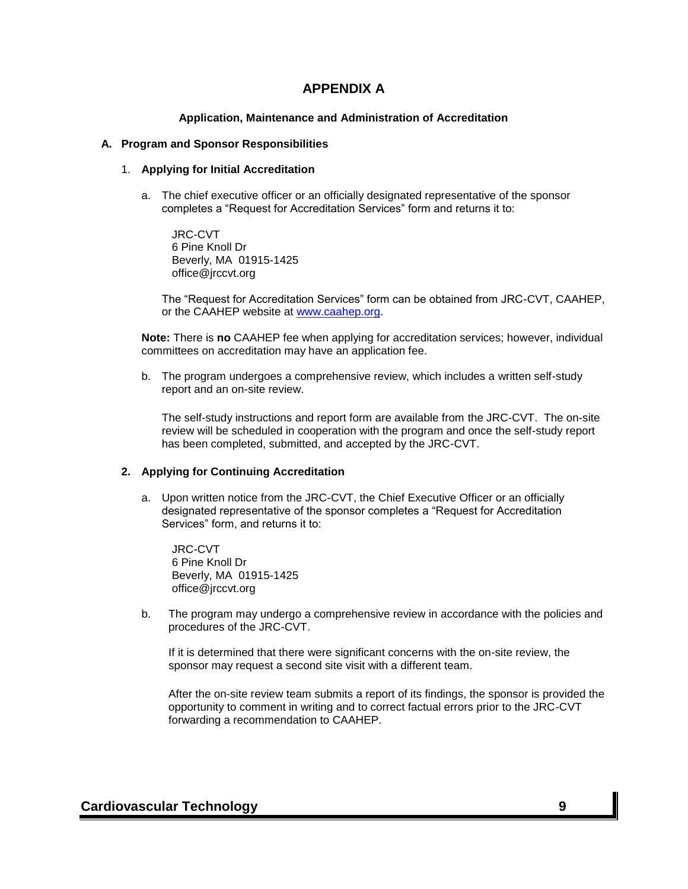# APPENDIX A

### Application, Maintenance and Administration of Accreditation

**A. Program and Sponsor Responsibilities**

1. **Applying for Initial Accreditation**

   a. The chief executive officer or an officially designated representative of the sponsor completes a "Request for Accreditation Services" form and returns it to:

      JRC-CVT
      6 Pine Knoll Dr
      Beverly, MA 01915-1425
      office@jrccvt.org

      The "Request for Accreditation Services" form can be obtained from JRC-CVT, CAAHEP, or the CAAHEP website at www.caahep.org.

   **Note:** There is **no** CAAHEP fee when applying for accreditation services; however, individual committees on accreditation may have an application fee.

   b. The program undergoes a comprehensive review, which includes a written self-study report and an on-site review.

      The self-study instructions and report form are available from the JRC-CVT. The on-site review will be scheduled in cooperation with the program and once the self-study report has been completed, submitted, and accepted by the JRC-CVT.

2. **Applying for Continuing Accreditation**

   a. Upon written notice from the JRC-CVT, the Chief Executive Officer or an officially designated representative of the sponsor completes a "Request for Accreditation Services" form, and returns it to:

      JRC-CVT
      6 Pine Knoll Dr
      Beverly, MA 01915-1425
      office@jrccvt.org

   b. The program may undergo a comprehensive review in accordance with the policies and procedures of the JRC-CVT.

      If it is determined that there were significant concerns with the on-site review, the sponsor may request a second site visit with a different team.

      After the on-site review team submits a report of its findings, the sponsor is provided the opportunity to comment in writing and to correct factual errors prior to the JRC-CVT forwarding a recommendation to CAAHEP.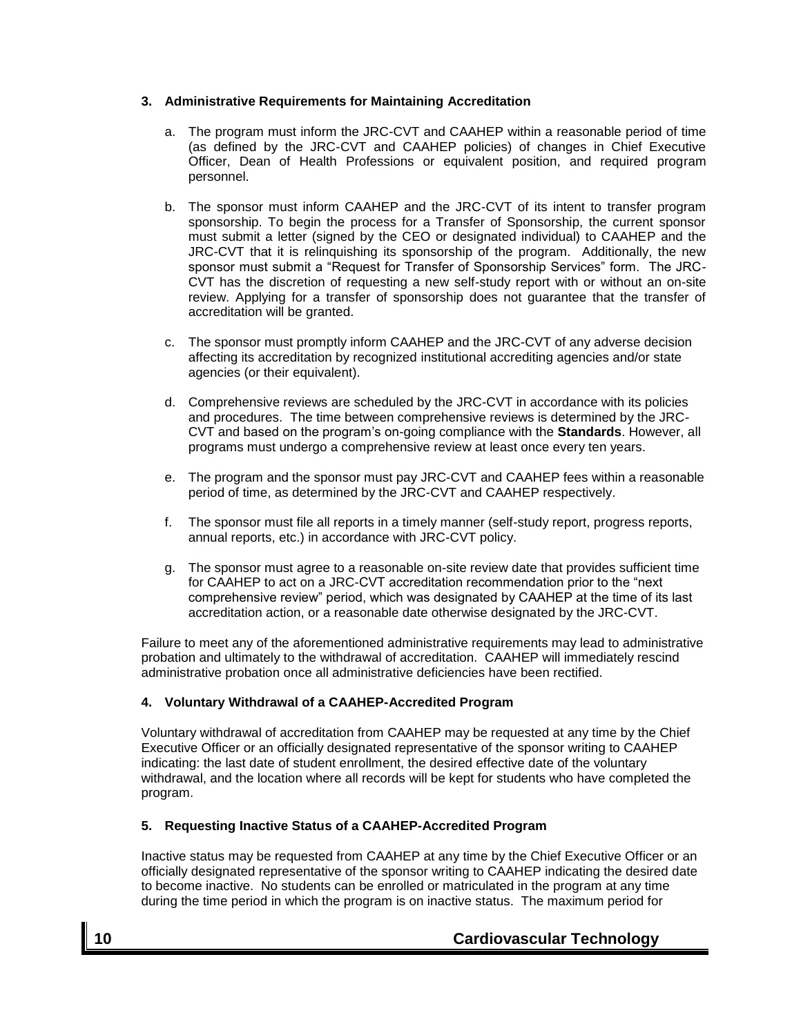### 3. Administrative Requirements for Maintaining Accreditation

a. The program must inform the JRC-CVT and CAAHEP within a reasonable period of time (as defined by the JRC-CVT and CAAHEP policies) of changes in Chief Executive Officer, Dean of Health Professions or equivalent position, and required program personnel.

b. The sponsor must inform CAAHEP and the JRC-CVT of its intent to transfer program sponsorship. To begin the process for a Transfer of Sponsorship, the current sponsor must submit a letter (signed by the CEO or designated individual) to CAAHEP and the JRC-CVT that it is relinquishing its sponsorship of the program. Additionally, the new sponsor must submit a "Request for Transfer of Sponsorship Services" form. The JRC-CVT has the discretion of requesting a new self-study report with or without an on-site review. Applying for a transfer of sponsorship does not guarantee that the transfer of accreditation will be granted.

c. The sponsor must promptly inform CAAHEP and the JRC-CVT of any adverse decision affecting its accreditation by recognized institutional accrediting agencies and/or state agencies (or their equivalent).

d. Comprehensive reviews are scheduled by the JRC-CVT in accordance with its policies and procedures. The time between comprehensive reviews is determined by the JRC-CVT and based on the program's on-going compliance with the **Standards**. However, all programs must undergo a comprehensive review at least once every ten years.

e. The program and the sponsor must pay JRC-CVT and CAAHEP fees within a reasonable period of time, as determined by the JRC-CVT and CAAHEP respectively.

f. The sponsor must file all reports in a timely manner (self-study report, progress reports, annual reports, etc.) in accordance with JRC-CVT policy.

g. The sponsor must agree to a reasonable on-site review date that provides sufficient time for CAAHEP to act on a JRC-CVT accreditation recommendation prior to the "next comprehensive review" period, which was designated by CAAHEP at the time of its last accreditation action, or a reasonable date otherwise designated by the JRC-CVT.

Failure to meet any of the aforementioned administrative requirements may lead to administrative probation and ultimately to the withdrawal of accreditation. CAAHEP will immediately rescind administrative probation once all administrative deficiencies have been rectified.

### 4. Voluntary Withdrawal of a CAAHEP-Accredited Program

Voluntary withdrawal of accreditation from CAAHEP may be requested at any time by the Chief Executive Officer or an officially designated representative of the sponsor writing to CAAHEP indicating: the last date of student enrollment, the desired effective date of the voluntary withdrawal, and the location where all records will be kept for students who have completed the program.

### 5. Requesting Inactive Status of a CAAHEP-Accredited Program

Inactive status may be requested from CAAHEP at any time by the Chief Executive Officer or an officially designated representative of the sponsor writing to CAAHEP indicating the desired date to become inactive. No students can be enrolled or matriculated in the program at any time during the time period in which the program is on inactive status. The maximum period for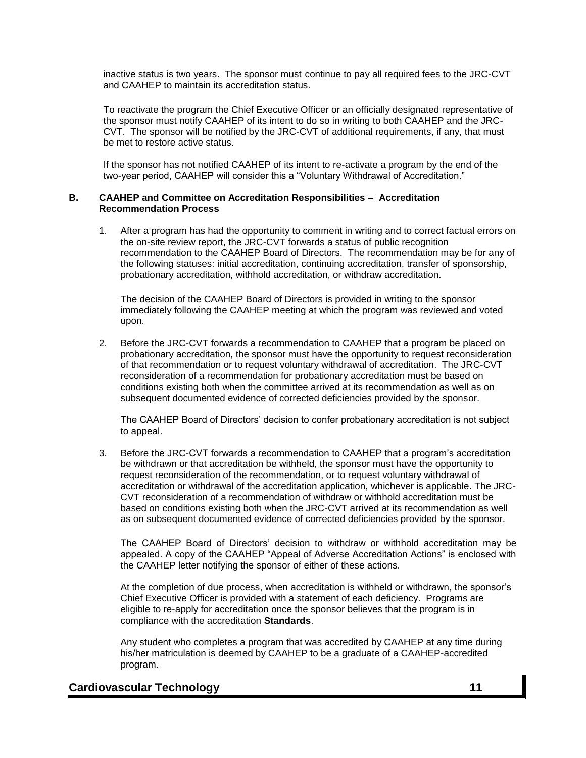inactive status is two years. The sponsor must continue to pay all required fees to the JRC-CVT and CAAHEP to maintain its accreditation status.

To reactivate the program the Chief Executive Officer or an officially designated representative of the sponsor must notify CAAHEP of its intent to do so in writing to both CAAHEP and the JRC-CVT. The sponsor will be notified by the JRC-CVT of additional requirements, if any, that must be met to restore active status.

If the sponsor has not notified CAAHEP of its intent to re-activate a program by the end of the two-year period, CAAHEP will consider this a "Voluntary Withdrawal of Accreditation."

**B. CAAHEP and Committee on Accreditation Responsibilities – Accreditation Recommendation Process**

1. After a program has had the opportunity to comment in writing and to correct factual errors on the on-site review report, the JRC-CVT forwards a status of public recognition recommendation to the CAAHEP Board of Directors. The recommendation may be for any of the following statuses: initial accreditation, continuing accreditation, transfer of sponsorship, probationary accreditation, withhold accreditation, or withdraw accreditation.

   The decision of the CAAHEP Board of Directors is provided in writing to the sponsor immediately following the CAAHEP meeting at which the program was reviewed and voted upon.

2. Before the JRC-CVT forwards a recommendation to CAAHEP that a program be placed on probationary accreditation, the sponsor must have the opportunity to request reconsideration of that recommendation or to request voluntary withdrawal of accreditation. The JRC-CVT reconsideration of a recommendation for probationary accreditation must be based on conditions existing both when the committee arrived at its recommendation as well as on subsequent documented evidence of corrected deficiencies provided by the sponsor.

   The CAAHEP Board of Directors' decision to confer probationary accreditation is not subject to appeal.

3. Before the JRC-CVT forwards a recommendation to CAAHEP that a program's accreditation be withdrawn or that accreditation be withheld, the sponsor must have the opportunity to request reconsideration of the recommendation, or to request voluntary withdrawal of accreditation or withdrawal of the accreditation application, whichever is applicable. The JRC-CVT reconsideration of a recommendation of withdraw or withhold accreditation must be based on conditions existing both when the JRC-CVT arrived at its recommendation as well as on subsequent documented evidence of corrected deficiencies provided by the sponsor.

   The CAAHEP Board of Directors' decision to withdraw or withhold accreditation may be appealed. A copy of the CAAHEP "Appeal of Adverse Accreditation Actions" is enclosed with the CAAHEP letter notifying the sponsor of either of these actions.

   At the completion of due process, when accreditation is withheld or withdrawn, the sponsor's Chief Executive Officer is provided with a statement of each deficiency. Programs are eligible to re-apply for accreditation once the sponsor believes that the program is in compliance with the accreditation **Standards**.

   Any student who completes a program that was accredited by CAAHEP at any time during his/her matriculation is deemed by CAAHEP to be a graduate of a CAAHEP-accredited program.